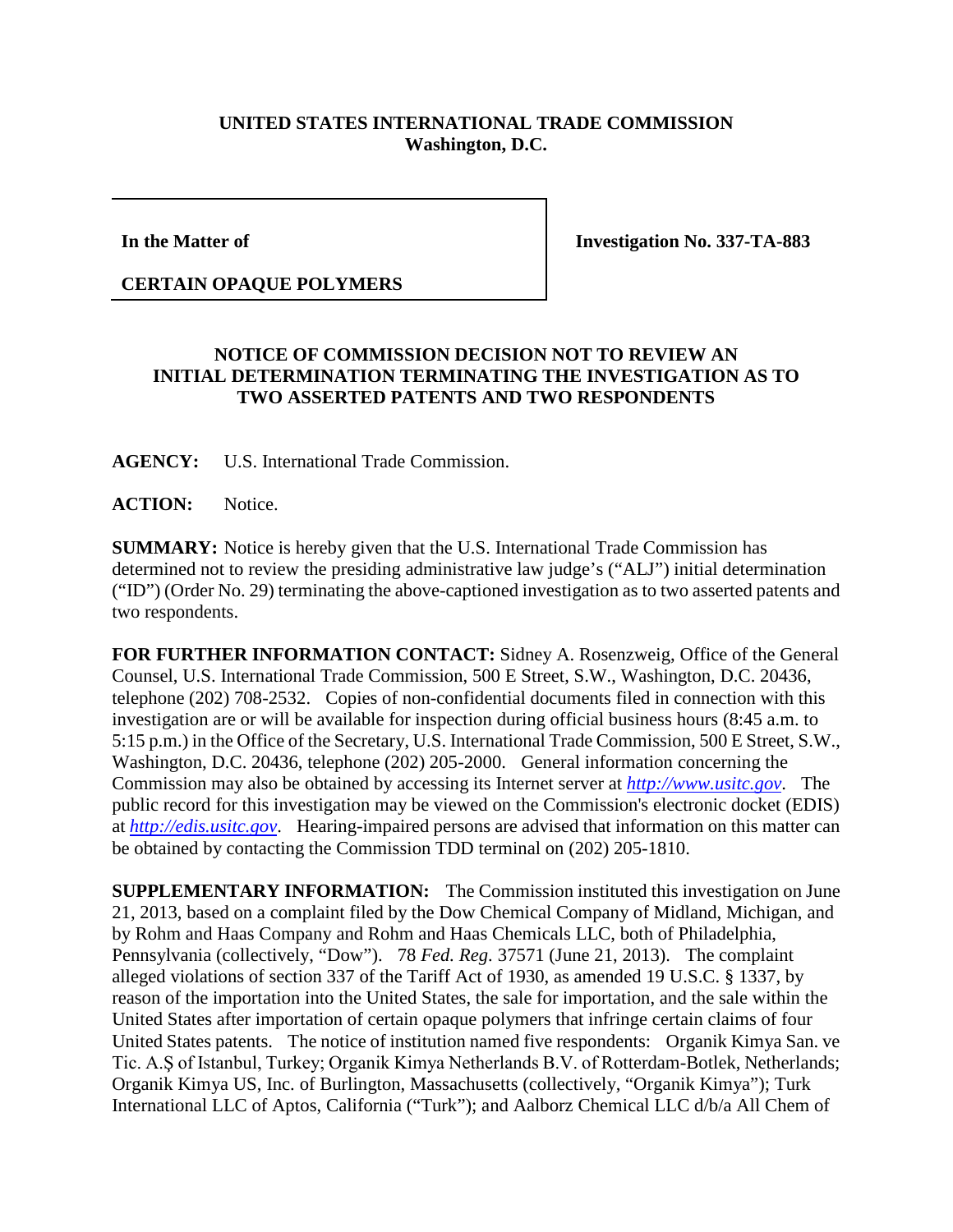**UNITED STATES INTERNATIONAL TRADE COMMISSION**
**Washington, D.C.**

| | |
|---|---|
| **In the Matter of** | **Investigation No. 337-TA-883** |
| **CERTAIN OPAQUE POLYMERS** | |

**NOTICE OF COMMISSION DECISION NOT TO REVIEW AN INITIAL DETERMINATION TERMINATING THE INVESTIGATION AS TO TWO ASSERTED PATENTS AND TWO RESPONDENTS**

**AGENCY:** U.S. International Trade Commission.

**ACTION:** Notice.

**SUMMARY:** Notice is hereby given that the U.S. International Trade Commission has determined not to review the presiding administrative law judge's ("ALJ") initial determination ("ID") (Order No. 29) terminating the above-captioned investigation as to two asserted patents and two respondents.

**FOR FURTHER INFORMATION CONTACT:** Sidney A. Rosenzweig, Office of the General Counsel, U.S. International Trade Commission, 500 E Street, S.W., Washington, D.C. 20436, telephone (202) 708-2532. Copies of non-confidential documents filed in connection with this investigation are or will be available for inspection during official business hours (8:45 a.m. to 5:15 p.m.) in the Office of the Secretary, U.S. International Trade Commission, 500 E Street, S.W., Washington, D.C. 20436, telephone (202) 205-2000. General information concerning the Commission may also be obtained by accessing its Internet server at *http://www.usitc.gov*. The public record for this investigation may be viewed on the Commission's electronic docket (EDIS) at *http://edis.usitc.gov*. Hearing-impaired persons are advised that information on this matter can be obtained by contacting the Commission TDD terminal on (202) 205-1810.

**SUPPLEMENTARY INFORMATION:** The Commission instituted this investigation on June 21, 2013, based on a complaint filed by the Dow Chemical Company of Midland, Michigan, and by Rohm and Haas Company and Rohm and Haas Chemicals LLC, both of Philadelphia, Pennsylvania (collectively, "Dow"). 78 *Fed. Reg.* 37571 (June 21, 2013). The complaint alleged violations of section 337 of the Tariff Act of 1930, as amended 19 U.S.C. § 1337, by reason of the importation into the United States, the sale for importation, and the sale within the United States after importation of certain opaque polymers that infringe certain claims of four United States patents. The notice of institution named five respondents: Organik Kimya San. ve Tic. A.Ş of Istanbul, Turkey; Organik Kimya Netherlands B.V. of Rotterdam-Botlek, Netherlands; Organik Kimya US, Inc. of Burlington, Massachusetts (collectively, "Organik Kimya"); Turk International LLC of Aptos, California ("Turk"); and Aalborz Chemical LLC d/b/a All Chem of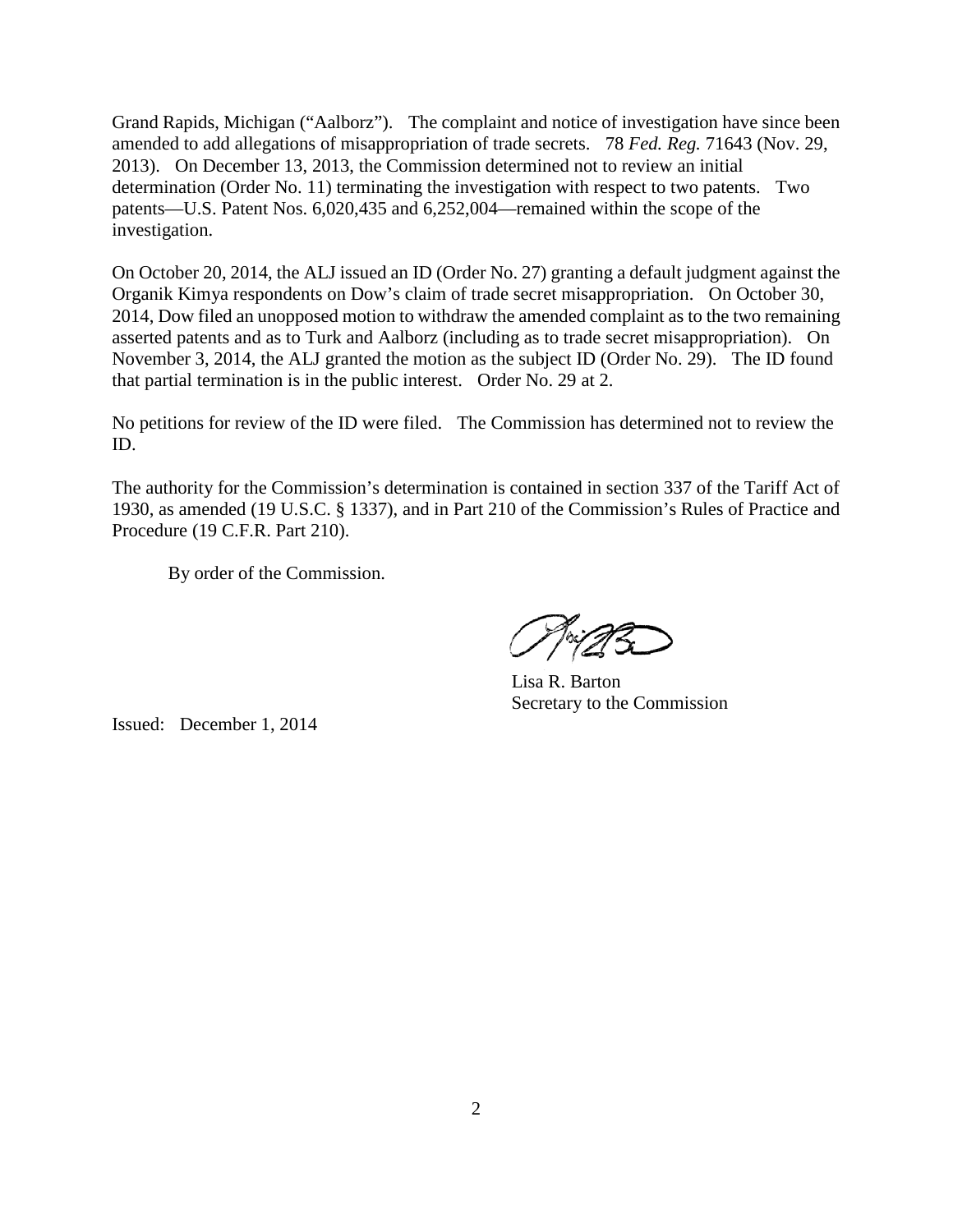Grand Rapids, Michigan ("Aalborz"). The complaint and notice of investigation have since been amended to add allegations of misappropriation of trade secrets. 78 *Fed. Reg.* 71643 (Nov. 29, 2013). On December 13, 2013, the Commission determined not to review an initial determination (Order No. 11) terminating the investigation with respect to two patents. Two patents—U.S. Patent Nos. 6,020,435 and 6,252,004—remained within the scope of the investigation.

On October 20, 2014, the ALJ issued an ID (Order No. 27) granting a default judgment against the Organik Kimya respondents on Dow's claim of trade secret misappropriation. On October 30, 2014, Dow filed an unopposed motion to withdraw the amended complaint as to the two remaining asserted patents and as to Turk and Aalborz (including as to trade secret misappropriation). On November 3, 2014, the ALJ granted the motion as the subject ID (Order No. 29). The ID found that partial termination is in the public interest. Order No. 29 at 2.

No petitions for review of the ID were filed. The Commission has determined not to review the ID.

The authority for the Commission's determination is contained in section 337 of the Tariff Act of 1930, as amended (19 U.S.C. § 1337), and in Part 210 of the Commission's Rules of Practice and Procedure (19 C.F.R. Part 210).

By order of the Commission.

Lisa R. Barton
Secretary to the Commission

Issued: December 1, 2014